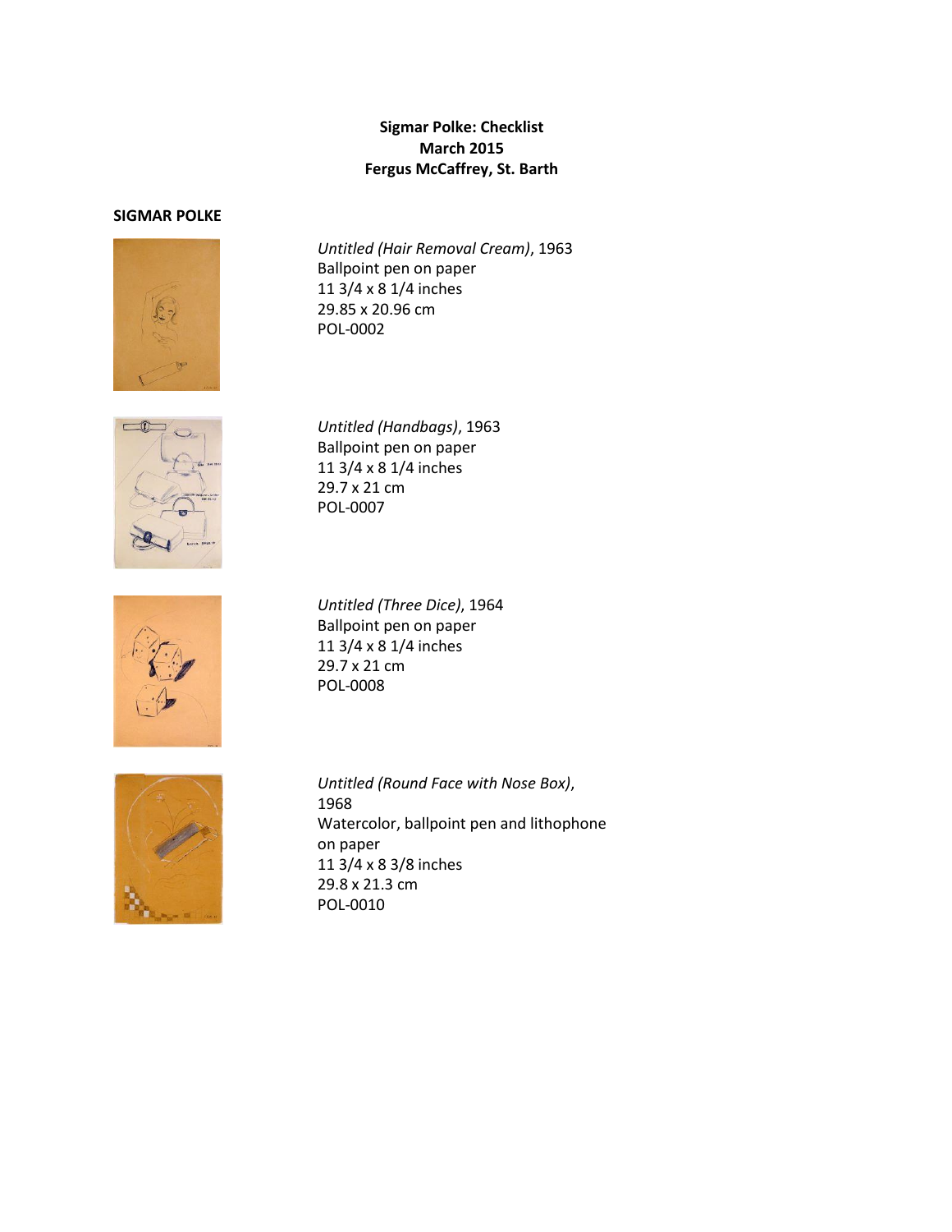**Sigmar Polke: Checklist**
**March 2015**
**Fergus McCaffrey, St. Barth**

**SIGMAR POLKE**

*Untitled (Hair Removal Cream)*, 1963
Ballpoint pen on paper
11 3/4 x 8 1/4 inches
29.85 x 20.96 cm
POL-0002

*Untitled (Handbags)*, 1963
Ballpoint pen on paper
11 3/4 x 8 1/4 inches
29.7 x 21 cm
POL-0007

*Untitled (Three Dice)*, 1964
Ballpoint pen on paper
11 3/4 x 8 1/4 inches
29.7 x 21 cm
POL-0008

*Untitled (Round Face with Nose Box)*, 1968
Watercolor, ballpoint pen and lithophone on paper
11 3/4 x 8 3/8 inches
29.8 x 21.3 cm
POL-0010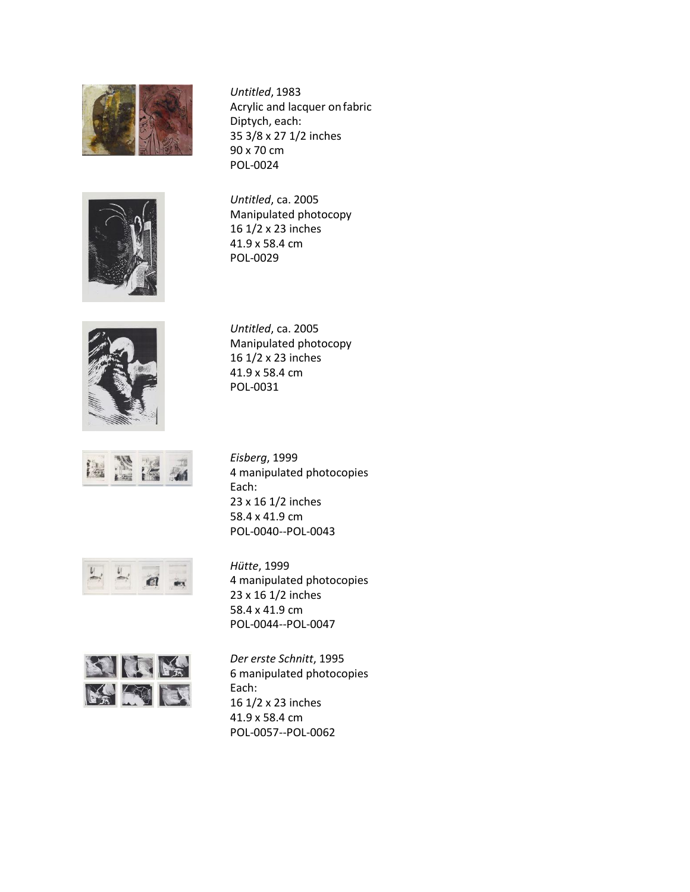*Untitled*, 1983
Acrylic and lacquer on fabric
Diptych, each:
35 3/8 x 27 1/2 inches
90 x 70 cm
POL-0024

*Untitled*, ca. 2005
Manipulated photocopy
16 1/2 x 23 inches
41.9 x 58.4 cm
POL-0029

*Untitled*, ca. 2005
Manipulated photocopy
16 1/2 x 23 inches
41.9 x 58.4 cm
POL-0031

*Eisberg*, 1999
4 manipulated photocopies
Each:
23 x 16 1/2 inches
58.4 x 41.9 cm
POL-0040--POL-0043

*Hütte*, 1999
4 manipulated photocopies
23 x 16 1/2 inches
58.4 x 41.9 cm
POL-0044--POL-0047

*Der erste Schnitt*, 1995
6 manipulated photocopies
Each:
16 1/2 x 23 inches
41.9 x 58.4 cm
POL-0057--POL-0062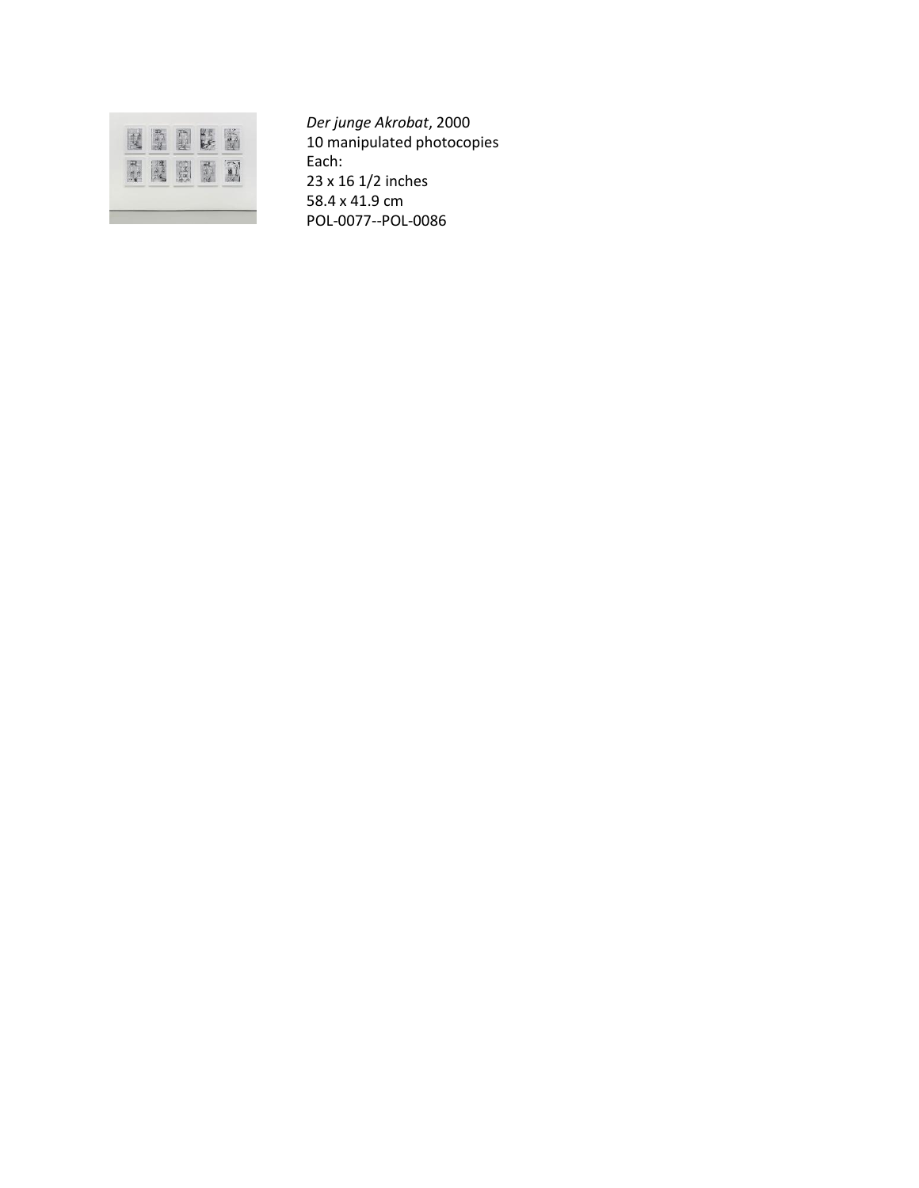*Der junge Akrobat*, 2000
10 manipulated photocopies
Each:
23 x 16 1/2 inches
58.4 x 41.9 cm
POL-0077--POL-0086